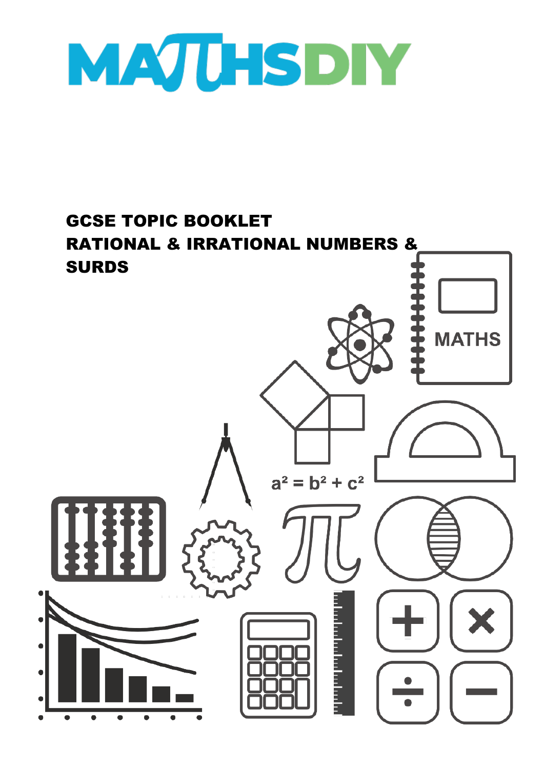# MATHSDIY

## GCSE TOPIC BOOKLET
## RATIONAL & IRRATIONAL NUMBERS & SURDS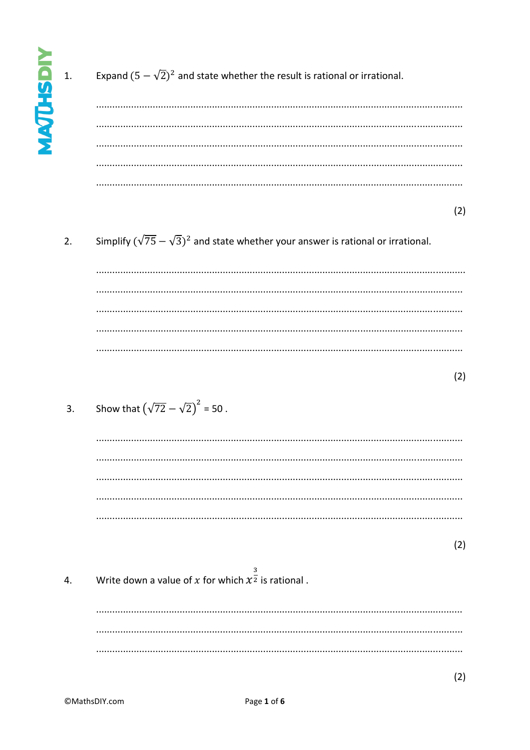1. Expand $(5 - \sqrt{2})^2$ and state whether the result is rational or irrational.

.......................................................................................................................................

.......................................................................................................................................

.......................................................................................................................................

.......................................................................................................................................

.......................................................................................................................................

(2)

2. Simplify $(\sqrt{75} - \sqrt{3})^2$ and state whether your answer is rational or irrational.

.......................................................................................................................................

.......................................................................................................................................

.......................................................................................................................................

.......................................................................................................................................

.......................................................................................................................................

(2)

3. Show that $\left(\sqrt{72} - \sqrt{2}\right)^2 = 50$ .

.......................................................................................................................................

.......................................................................................................................................

.......................................................................................................................................

.......................................................................................................................................

.......................................................................................................................................

(2)

4. Write down a value of $x$ for which $x^{\frac{3}{2}}$ is rational .

.......................................................................................................................................

.......................................................................................................................................

.......................................................................................................................................

(2)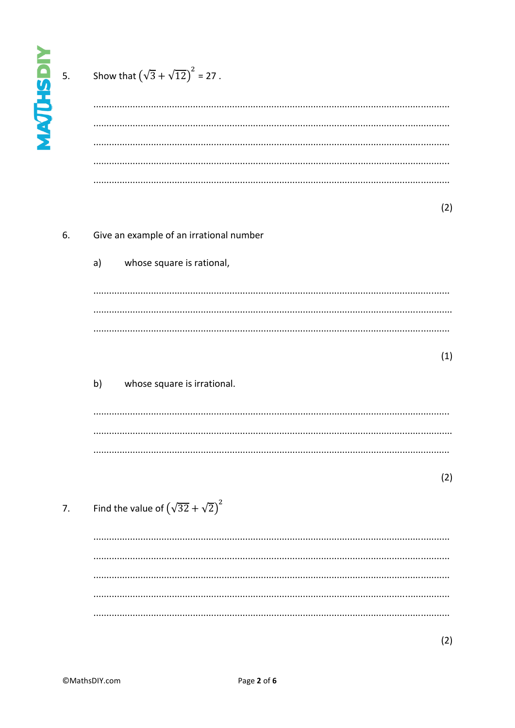5. Show that $\left(\sqrt{3}+\sqrt{12}\right)^2 = 27$ .

.......................................................................................................................................

.......................................................................................................................................

.......................................................................................................................................

.......................................................................................................................................

.......................................................................................................................................

(2)

6. Give an example of an irrational number

a) whose square is rational,

.......................................................................................................................................

.......................................................................................................................................

.......................................................................................................................................

(1)

b) whose square is irrational.

.......................................................................................................................................

.......................................................................................................................................

.......................................................................................................................................

(2)

7. Find the value of $\left(\sqrt{32}+\sqrt{2}\right)^2$

.......................................................................................................................................

.......................................................................................................................................

.......................................................................................................................................

.......................................................................................................................................

.......................................................................................................................................

(2)

©MathsDIY.com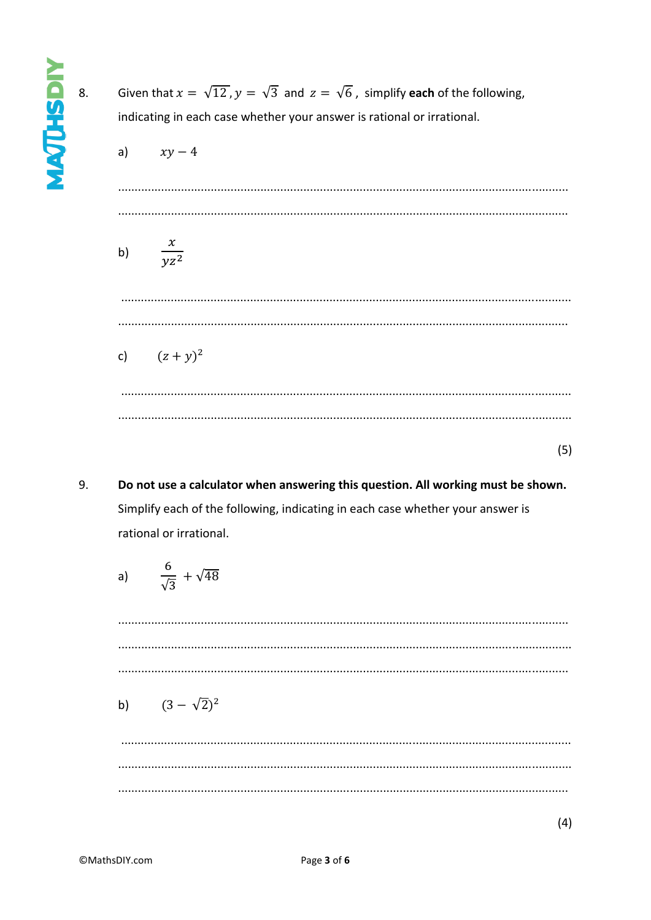8. Given that $x = \sqrt{12}$, $y = \sqrt{3}$ and $z = \sqrt{6}$, simplify **each** of the following, indicating in each case whether your answer is rational or irrational.

a) $xy - 4$

..........................................................................................................................................

..........................................................................................................................................

b) $\dfrac{x}{yz^2}$

..........................................................................................................................................

..........................................................................................................................................

c) $(z + y)^2$

..........................................................................................................................................

..........................................................................................................................................

(5)

9. **Do not use a calculator when answering this question. All working must be shown.**
Simplify each of the following, indicating in each case whether your answer is rational or irrational.

a) $\dfrac{6}{\sqrt{3}} + \sqrt{48}$

..........................................................................................................................................

..........................................................................................................................................

..........................................................................................................................................

b) $(3 - \sqrt{2})^2$

..........................................................................................................................................

..........................................................................................................................................

..........................................................................................................................................

(4)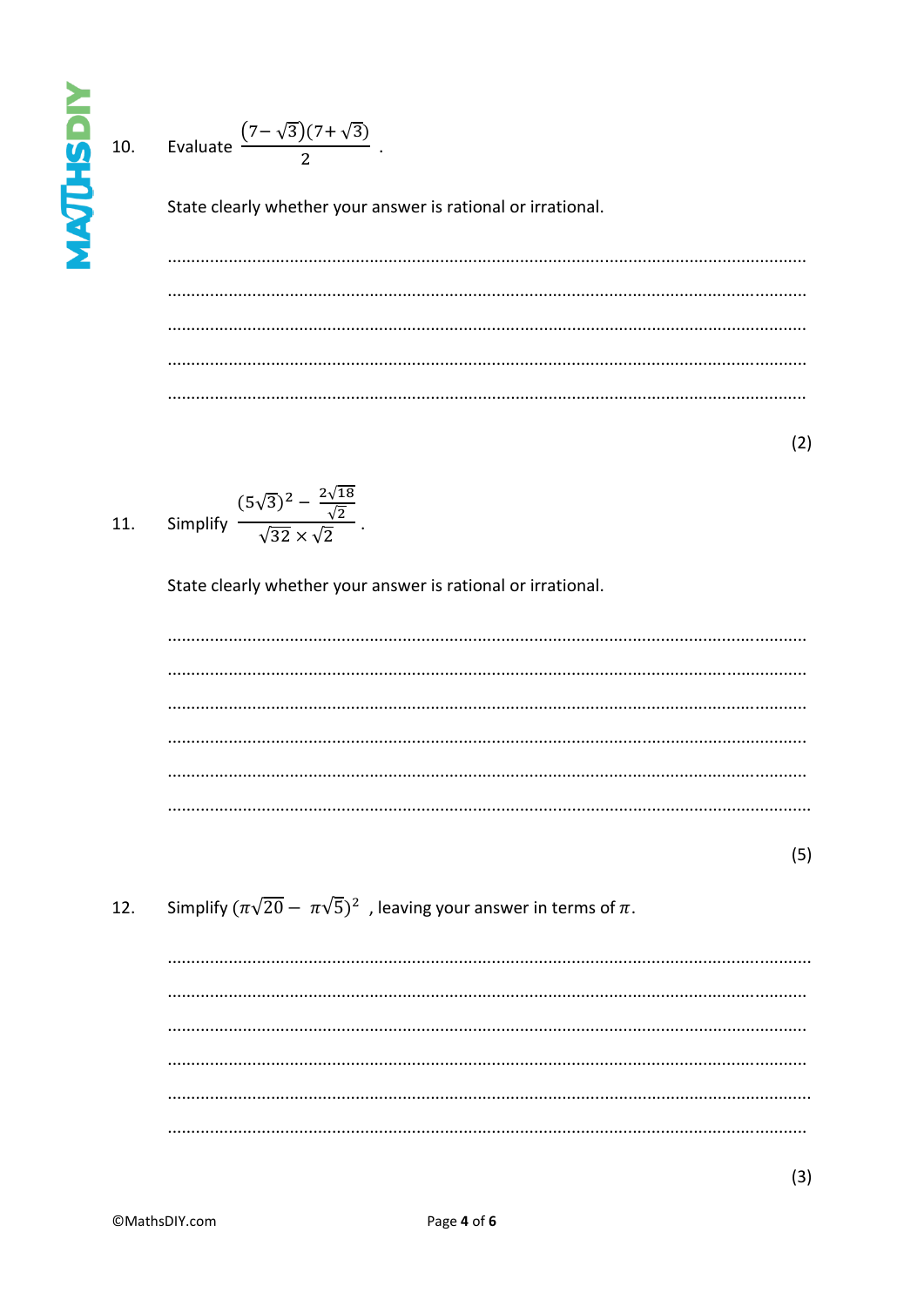10. Evaluate $\dfrac{(7-\sqrt{3})(7+\sqrt{3})}{2}$ .

State clearly whether your answer is rational or irrational.

..............................................................................................................................................

..............................................................................................................................................

..............................................................................................................................................

..............................................................................................................................................

..............................................................................................................................................

(2)

11. Simplify $\dfrac{(5\sqrt{3})^2 - \frac{2\sqrt{18}}{\sqrt{2}}}{\sqrt{32} \times \sqrt{2}}$ .

State clearly whether your answer is rational or irrational.

..............................................................................................................................................

..............................................................................................................................................

..............................................................................................................................................

..............................................................................................................................................

..............................................................................................................................................

..............................................................................................................................................

(5)

12. Simplify $(\pi\sqrt{20} - \pi\sqrt{5})^2$ , leaving your answer in terms of $\pi$.

..............................................................................................................................................

..............................................................................................................................................

..............................................................................................................................................

..............................................................................................................................................

..............................................................................................................................................

..............................................................................................................................................

(3)

©MathsDIY.com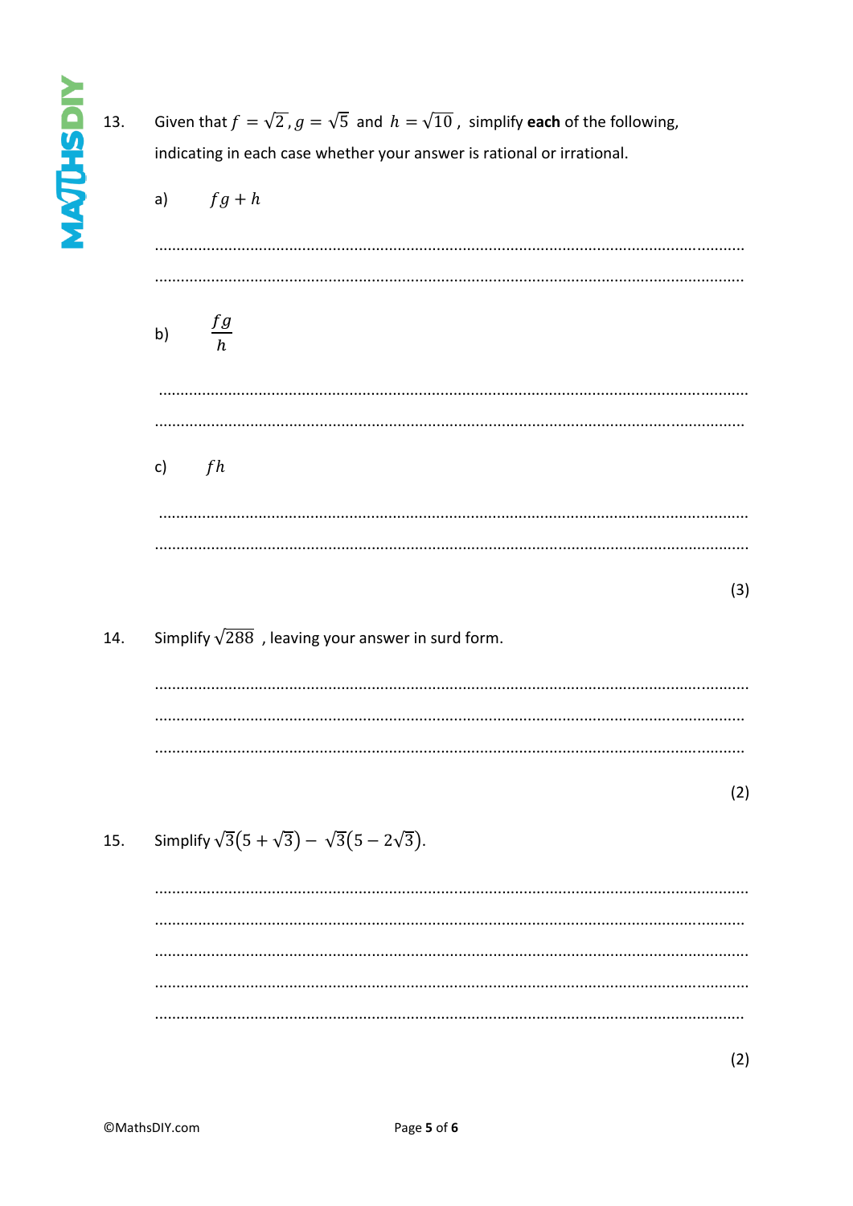13. Given that $f = \sqrt{2}, g = \sqrt{5}$ and $h = \sqrt{10}$ , simplify **each** of the following, indicating in each case whether your answer is rational or irrational.

a) $fg + h$

.......................................................................................................................................

.......................................................................................................................................

b) $\frac{fg}{h}$

.......................................................................................................................................

.......................................................................................................................................

c) $fh$

.......................................................................................................................................

.......................................................................................................................................

(3)

14. Simplify $\sqrt{288}$ , leaving your answer in surd form.

.......................................................................................................................................

.......................................................................................................................................

.......................................................................................................................................

(2)

15. Simplify $\sqrt{3}(5 + \sqrt{3}) - \sqrt{3}(5 - 2\sqrt{3})$.

.......................................................................................................................................

.......................................................................................................................................

.......................................................................................................................................

.......................................................................................................................................

.......................................................................................................................................

(2)

©MathsDIY.com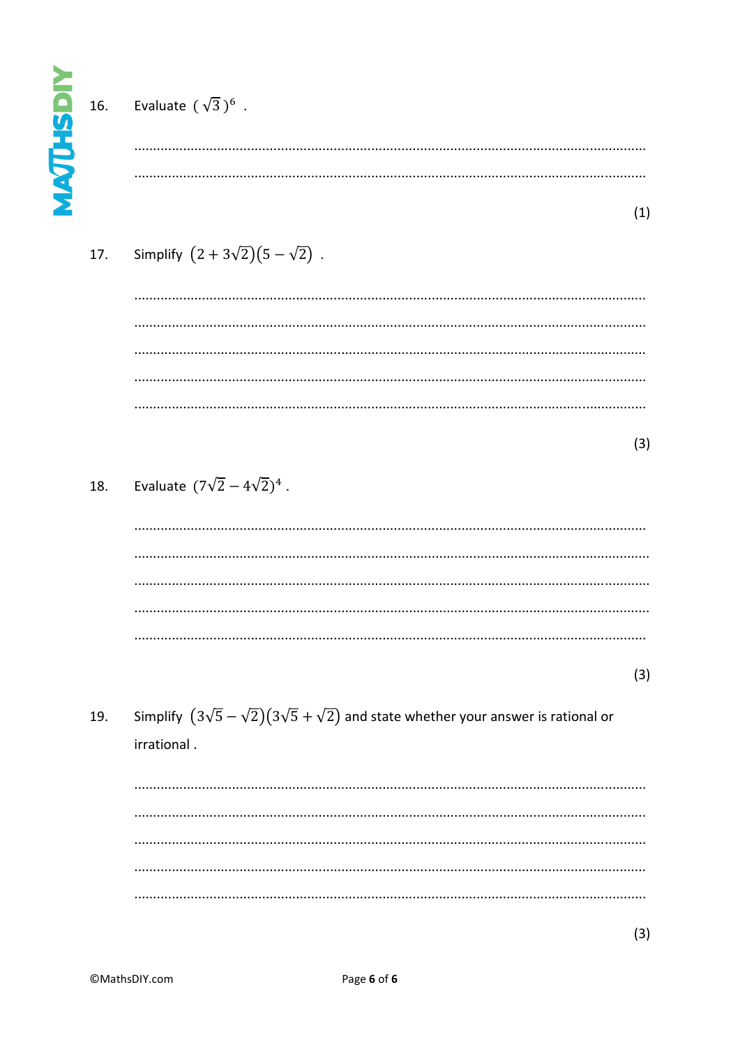16. Evaluate $(\sqrt{3})^6$ .

.....................................................................................................................................

.....................................................................................................................................

(1)

17. Simplify $\left(2 + 3\sqrt{2}\right)\left(5 - \sqrt{2}\right)$ .

.....................................................................................................................................

.....................................................................................................................................

.....................................................................................................................................

.....................................................................................................................................

.....................................................................................................................................

(3)

18. Evaluate $(7\sqrt{2} - 4\sqrt{2})^4$ .

.....................................................................................................................................

.....................................................................................................................................

.....................................................................................................................................

.....................................................................................................................................

.....................................................................................................................................

(3)

19. Simplify $\left(3\sqrt{5} - \sqrt{2}\right)\left(3\sqrt{5} + \sqrt{2}\right)$ and state whether your answer is rational or irrational .

.....................................................................................................................................

.....................................................................................................................................

.....................................................................................................................................

.....................................................................................................................................

.....................................................................................................................................

(3)

©MathsDIY.com